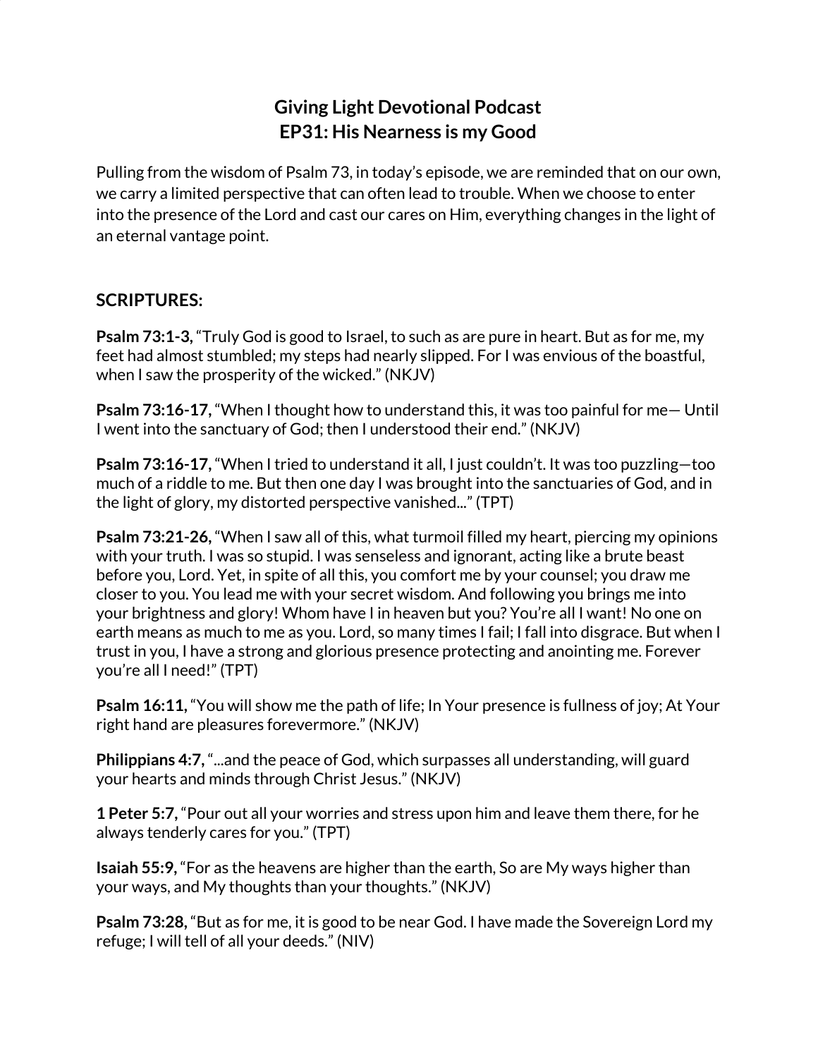# Giving Light Devotional Podcast
# EP31: His Nearness is my Good

Pulling from the wisdom of Psalm 73, in today's episode, we are reminded that on our own, we carry a limited perspective that can often lead to trouble. When we choose to enter into the presence of the Lord and cast our cares on Him, everything changes in the light of an eternal vantage point.

## SCRIPTURES:

**Psalm 73:1-3,** "Truly God is good to Israel, to such as are pure in heart. But as for me, my feet had almost stumbled; my steps had nearly slipped. For I was envious of the boastful, when I saw the prosperity of the wicked." (NKJV)

**Psalm 73:16-17,** "When I thought how to understand this, it was too painful for me— Until I went into the sanctuary of God; then I understood their end." (NKJV)

**Psalm 73:16-17,** "When I tried to understand it all, I just couldn't. It was too puzzling—too much of a riddle to me. But then one day I was brought into the sanctuaries of God, and in the light of glory, my distorted perspective vanished..." (TPT)

**Psalm 73:21-26,** "When I saw all of this, what turmoil filled my heart, piercing my opinions with your truth. I was so stupid. I was senseless and ignorant, acting like a brute beast before you, Lord. Yet, in spite of all this, you comfort me by your counsel; you draw me closer to you. You lead me with your secret wisdom. And following you brings me into your brightness and glory! Whom have I in heaven but you? You're all I want! No one on earth means as much to me as you. Lord, so many times I fail; I fall into disgrace. But when I trust in you, I have a strong and glorious presence protecting and anointing me. Forever you're all I need!" (TPT)

**Psalm 16:11,** "You will show me the path of life; In Your presence is fullness of joy; At Your right hand are pleasures forevermore." (NKJV)

**Philippians 4:7,** "...and the peace of God, which surpasses all understanding, will guard your hearts and minds through Christ Jesus." (NKJV)

**1 Peter 5:7,** "Pour out all your worries and stress upon him and leave them there, for he always tenderly cares for you." (TPT)

**Isaiah 55:9,** "For as the heavens are higher than the earth, So are My ways higher than your ways, and My thoughts than your thoughts." (NKJV)

**Psalm 73:28,** "But as for me, it is good to be near God. I have made the Sovereign Lord my refuge; I will tell of all your deeds." (NIV)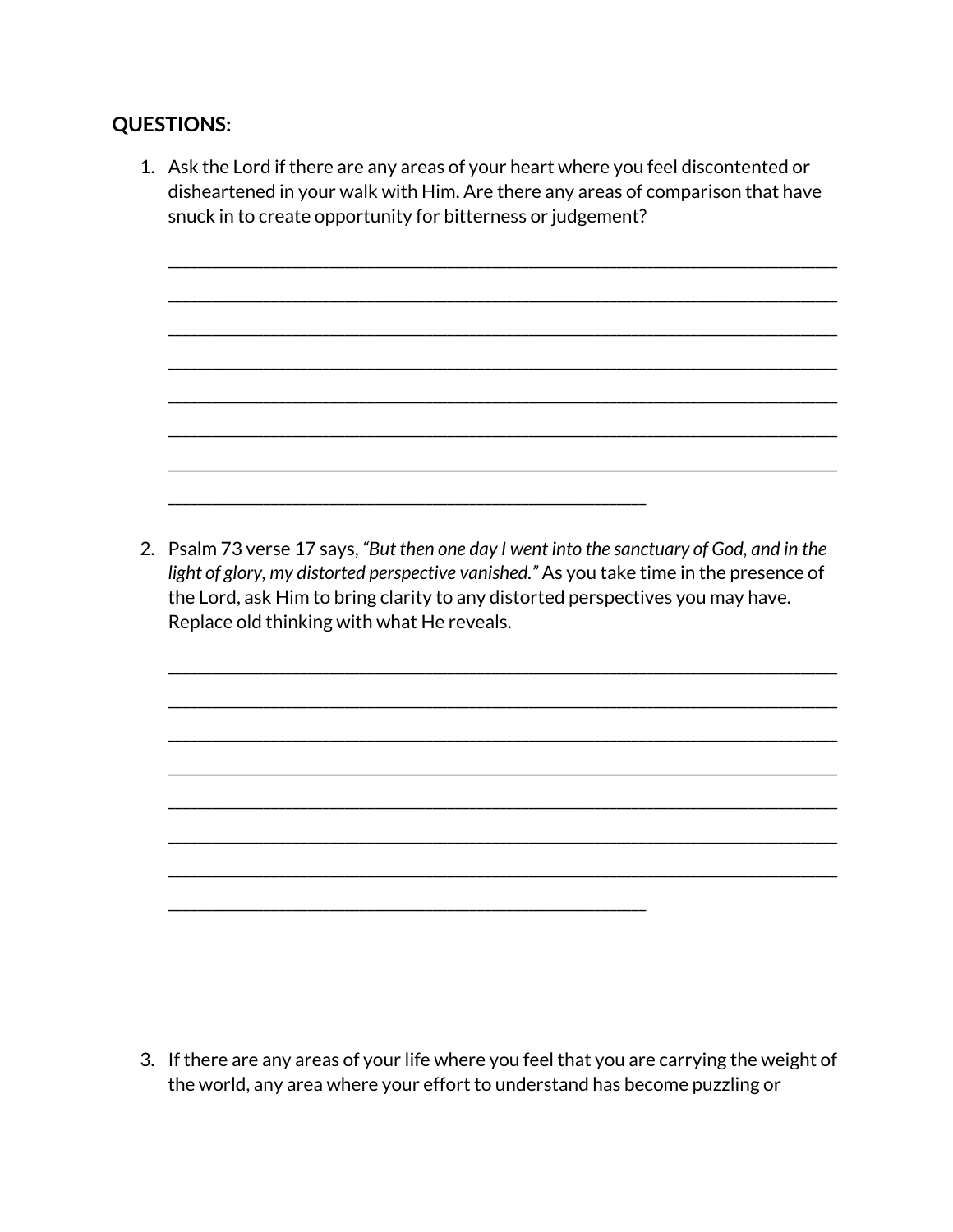**QUESTIONS:**

1. Ask the Lord if there are any areas of your heart where you feel discontented or disheartened in your walk with Him. Are there any areas of comparison that have snuck in to create opportunity for bitterness or judgement?

   ______________________________________________________________________________

   ______________________________________________________________________________

   ______________________________________________________________________________

   ______________________________________________________________________________

   ______________________________________________________________________________

   ______________________________________________________________________________

   ______________________________________________________________________________

   ________________________________________________________

2. Psalm 73 verse 17 says, *"But then one day I went into the sanctuary of God, and in the light of glory, my distorted perspective vanished."* As you take time in the presence of the Lord, ask Him to bring clarity to any distorted perspectives you may have. Replace old thinking with what He reveals.

   ______________________________________________________________________________

   ______________________________________________________________________________

   ______________________________________________________________________________

   ______________________________________________________________________________

   ______________________________________________________________________________

   ______________________________________________________________________________

   ______________________________________________________________________________

   ________________________________________________________

3. If there are any areas of your life where you feel that you are carrying the weight of the world, any area where your effort to understand has become puzzling or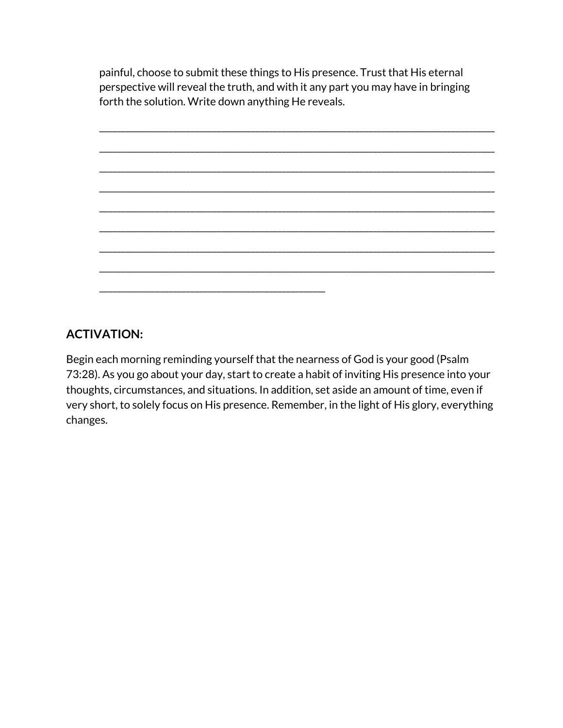painful, choose to submit these things to His presence. Trust that His eternal perspective will reveal the truth, and with it any part you may have in bringing forth the solution. Write down anything He reveals.

______________________________________________________________________________

______________________________________________________________________________

______________________________________________________________________________

______________________________________________________________________________

______________________________________________________________________________

______________________________________________________________________________

______________________________________________________________________________

______________________________________________________________________________

____________________________________________

**ACTIVATION:**

Begin each morning reminding yourself that the nearness of God is your good (Psalm 73:28). As you go about your day, start to create a habit of inviting His presence into your thoughts, circumstances, and situations. In addition, set aside an amount of time, even if very short, to solely focus on His presence. Remember, in the light of His glory, everything changes.